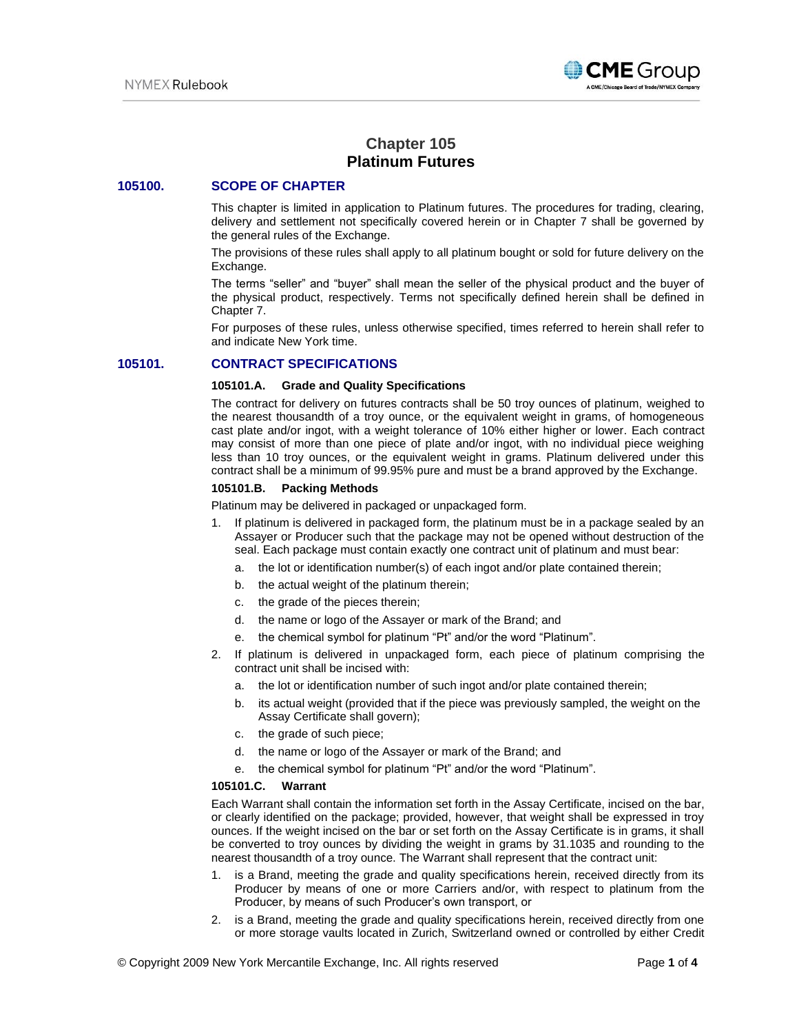# Chapter 105
# Platinum Futures

## 105100. SCOPE OF CHAPTER

This chapter is limited in application to Platinum futures. The procedures for trading, clearing, delivery and settlement not specifically covered herein or in Chapter 7 shall be governed by the general rules of the Exchange.

The provisions of these rules shall apply to all platinum bought or sold for future delivery on the Exchange.

The terms "seller" and "buyer" shall mean the seller of the physical product and the buyer of the physical product, respectively. Terms not specifically defined herein shall be defined in Chapter 7.

For purposes of these rules, unless otherwise specified, times referred to herein shall refer to and indicate New York time.

## 105101. CONTRACT SPECIFICATIONS

### 105101.A. Grade and Quality Specifications

The contract for delivery on futures contracts shall be 50 troy ounces of platinum, weighed to the nearest thousandth of a troy ounce, or the equivalent weight in grams, of homogeneous cast plate and/or ingot, with a weight tolerance of 10% either higher or lower. Each contract may consist of more than one piece of plate and/or ingot, with no individual piece weighing less than 10 troy ounces, or the equivalent weight in grams. Platinum delivered under this contract shall be a minimum of 99.95% pure and must be a brand approved by the Exchange.

### 105101.B. Packing Methods

Platinum may be delivered in packaged or unpackaged form.

1. If platinum is delivered in packaged form, the platinum must be in a package sealed by an Assayer or Producer such that the package may not be opened without destruction of the seal. Each package must contain exactly one contract unit of platinum and must bear:
   a. the lot or identification number(s) of each ingot and/or plate contained therein;
   b. the actual weight of the platinum therein;
   c. the grade of the pieces therein;
   d. the name or logo of the Assayer or mark of the Brand; and
   e. the chemical symbol for platinum "Pt" and/or the word "Platinum".
2. If platinum is delivered in unpackaged form, each piece of platinum comprising the contract unit shall be incised with:
   a. the lot or identification number of such ingot and/or plate contained therein;
   b. its actual weight (provided that if the piece was previously sampled, the weight on the Assay Certificate shall govern);
   c. the grade of such piece;
   d. the name or logo of the Assayer or mark of the Brand; and
   e. the chemical symbol for platinum "Pt" and/or the word "Platinum".

### 105101.C. Warrant

Each Warrant shall contain the information set forth in the Assay Certificate, incised on the bar, or clearly identified on the package; provided, however, that weight shall be expressed in troy ounces. If the weight incised on the bar or set forth on the Assay Certificate is in grams, it shall be converted to troy ounces by dividing the weight in grams by 31.1035 and rounding to the nearest thousandth of a troy ounce. The Warrant shall represent that the contract unit:

1. is a Brand, meeting the grade and quality specifications herein, received directly from its Producer by means of one or more Carriers and/or, with respect to platinum from the Producer, by means of such Producer's own transport, or
2. is a Brand, meeting the grade and quality specifications herein, received directly from one or more storage vaults located in Zurich, Switzerland owned or controlled by either Credit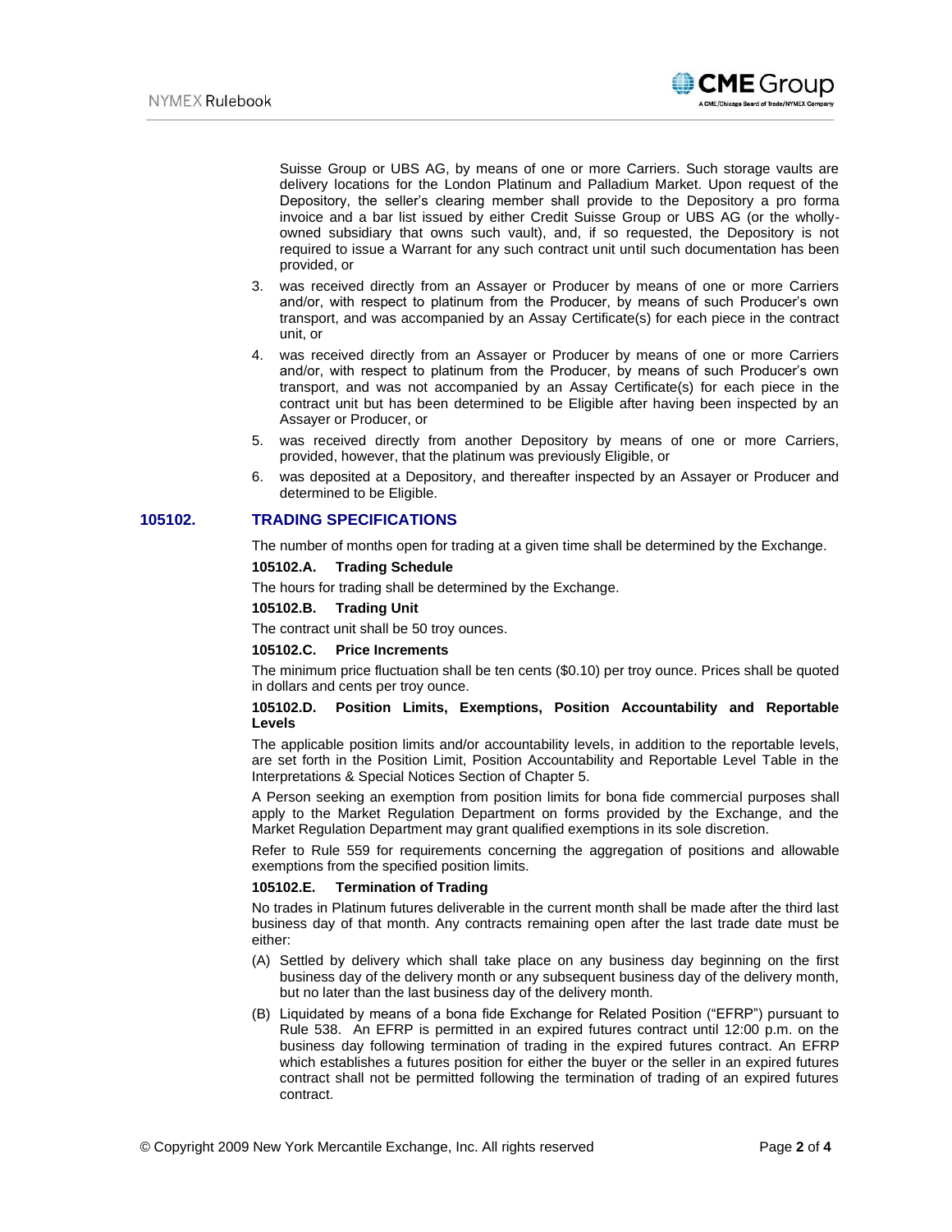Suisse Group or UBS AG, by means of one or more Carriers. Such storage vaults are delivery locations for the London Platinum and Palladium Market. Upon request of the Depository, the seller's clearing member shall provide to the Depository a pro forma invoice and a bar list issued by either Credit Suisse Group or UBS AG (or the wholly-owned subsidiary that owns such vault), and, if so requested, the Depository is not required to issue a Warrant for any such contract unit until such documentation has been provided, or

3. was received directly from an Assayer or Producer by means of one or more Carriers and/or, with respect to platinum from the Producer, by means of such Producer's own transport, and was accompanied by an Assay Certificate(s) for each piece in the contract unit, or
4. was received directly from an Assayer or Producer by means of one or more Carriers and/or, with respect to platinum from the Producer, by means of such Producer's own transport, and was not accompanied by an Assay Certificate(s) for each piece in the contract unit but has been determined to be Eligible after having been inspected by an Assayer or Producer, or
5. was received directly from another Depository by means of one or more Carriers, provided, however, that the platinum was previously Eligible, or
6. was deposited at a Depository, and thereafter inspected by an Assayer or Producer and determined to be Eligible.

## 105102. TRADING SPECIFICATIONS

The number of months open for trading at a given time shall be determined by the Exchange.

### 105102.A. Trading Schedule

The hours for trading shall be determined by the Exchange.

### 105102.B. Trading Unit

The contract unit shall be 50 troy ounces.

### 105102.C. Price Increments

The minimum price fluctuation shall be ten cents ($0.10) per troy ounce. Prices shall be quoted in dollars and cents per troy ounce.

### 105102.D. Position Limits, Exemptions, Position Accountability and Reportable Levels

The applicable position limits and/or accountability levels, in addition to the reportable levels, are set forth in the Position Limit, Position Accountability and Reportable Level Table in the Interpretations & Special Notices Section of Chapter 5.

A Person seeking an exemption from position limits for bona fide commercial purposes shall apply to the Market Regulation Department on forms provided by the Exchange, and the Market Regulation Department may grant qualified exemptions in its sole discretion.

Refer to Rule 559 for requirements concerning the aggregation of positions and allowable exemptions from the specified position limits.

### 105102.E. Termination of Trading

No trades in Platinum futures deliverable in the current month shall be made after the third last business day of that month. Any contracts remaining open after the last trade date must be either:

(A) Settled by delivery which shall take place on any business day beginning on the first business day of the delivery month or any subsequent business day of the delivery month, but no later than the last business day of the delivery month.

(B) Liquidated by means of a bona fide Exchange for Related Position ("EFRP") pursuant to Rule 538. An EFRP is permitted in an expired futures contract until 12:00 p.m. on the business day following termination of trading in the expired futures contract. An EFRP which establishes a futures position for either the buyer or the seller in an expired futures contract shall not be permitted following the termination of trading of an expired futures contract.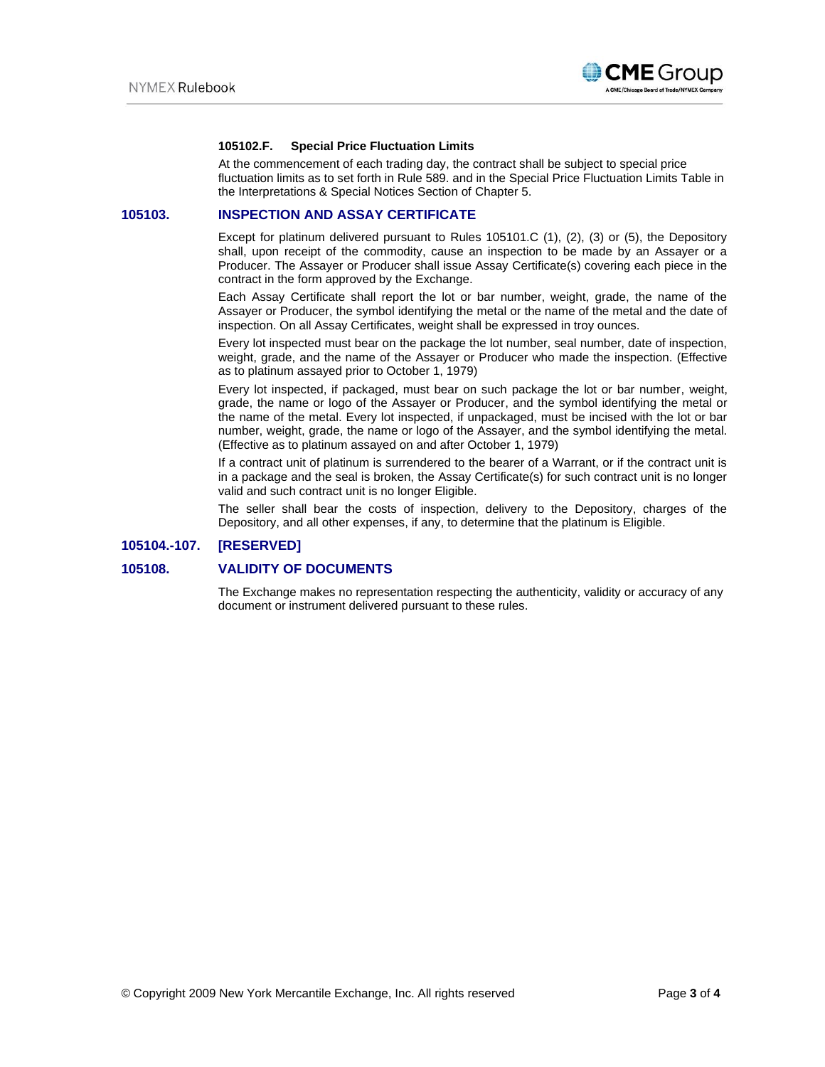**105102.F. Special Price Fluctuation Limits**

At the commencement of each trading day, the contract shall be subject to special price fluctuation limits as to set forth in Rule 589. and in the Special Price Fluctuation Limits Table in the Interpretations & Special Notices Section of Chapter 5.

## 105103. INSPECTION AND ASSAY CERTIFICATE

Except for platinum delivered pursuant to Rules 105101.C (1), (2), (3) or (5), the Depository shall, upon receipt of the commodity, cause an inspection to be made by an Assayer or a Producer. The Assayer or Producer shall issue Assay Certificate(s) covering each piece in the contract in the form approved by the Exchange.

Each Assay Certificate shall report the lot or bar number, weight, grade, the name of the Assayer or Producer, the symbol identifying the metal or the name of the metal and the date of inspection. On all Assay Certificates, weight shall be expressed in troy ounces.

Every lot inspected must bear on the package the lot number, seal number, date of inspection, weight, grade, and the name of the Assayer or Producer who made the inspection. (Effective as to platinum assayed prior to October 1, 1979)

Every lot inspected, if packaged, must bear on such package the lot or bar number, weight, grade, the name or logo of the Assayer or Producer, and the symbol identifying the metal or the name of the metal. Every lot inspected, if unpackaged, must be incised with the lot or bar number, weight, grade, the name or logo of the Assayer, and the symbol identifying the metal. (Effective as to platinum assayed on and after October 1, 1979)

If a contract unit of platinum is surrendered to the bearer of a Warrant, or if the contract unit is in a package and the seal is broken, the Assay Certificate(s) for such contract unit is no longer valid and such contract unit is no longer Eligible.

The seller shall bear the costs of inspection, delivery to the Depository, charges of the Depository, and all other expenses, if any, to determine that the platinum is Eligible.

## 105104.-107. [RESERVED]

## 105108. VALIDITY OF DOCUMENTS

The Exchange makes no representation respecting the authenticity, validity or accuracy of any document or instrument delivered pursuant to these rules.